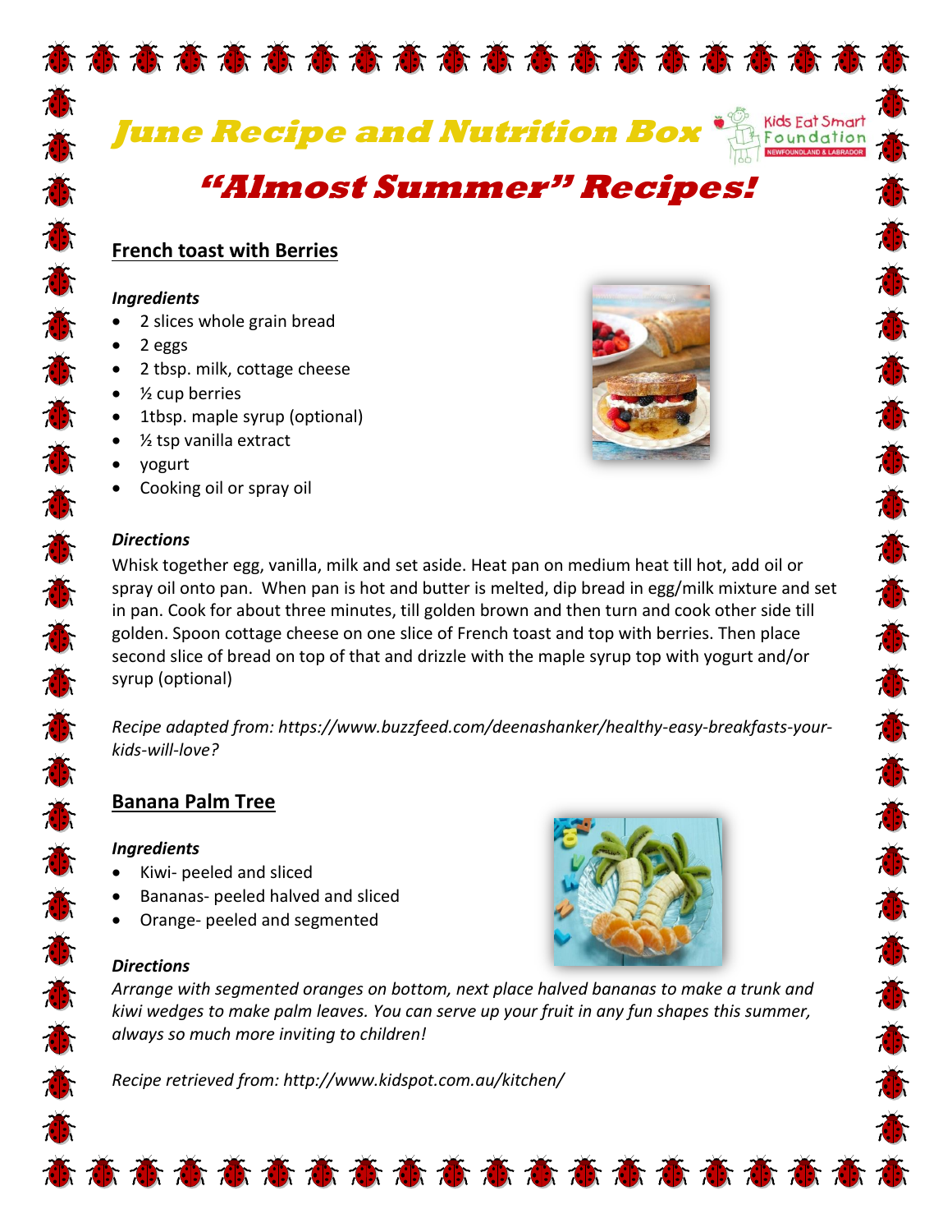# June Recipe and Nutrition Box

Kids Eat Smart Foundation NEWFOUNDLAND & LABRADOR

## "Almost Summer" Recipes!

### French toast with Berries

***Ingredients***

- 2 slices whole grain bread
- 2 eggs
- 2 tbsp. milk, cottage cheese
- ½ cup berries
- 1tbsp. maple syrup (optional)
- ½ tsp vanilla extract
- yogurt
- Cooking oil or spray oil

***Directions***

Whisk together egg, vanilla, milk and set aside. Heat pan on medium heat till hot, add oil or spray oil onto pan. When pan is hot and butter is melted, dip bread in egg/milk mixture and set in pan. Cook for about three minutes, till golden brown and then turn and cook other side till golden. Spoon cottage cheese on one slice of French toast and top with berries. Then place second slice of bread on top of that and drizzle with the maple syrup top with yogurt and/or syrup (optional)

*Recipe adapted from: https://www.buzzfeed.com/deenashanker/healthy-easy-breakfasts-your-kids-will-love?*

### Banana Palm Tree

***Ingredients***

- Kiwi- peeled and sliced
- Bananas- peeled halved and sliced
- Orange- peeled and segmented

***Directions***

*Arrange with segmented oranges on bottom, next place halved bananas to make a trunk and kiwi wedges to make palm leaves. You can serve up your fruit in any fun shapes this summer, always so much more inviting to children!*

*Recipe retrieved from: http://www.kidspot.com.au/kitchen/*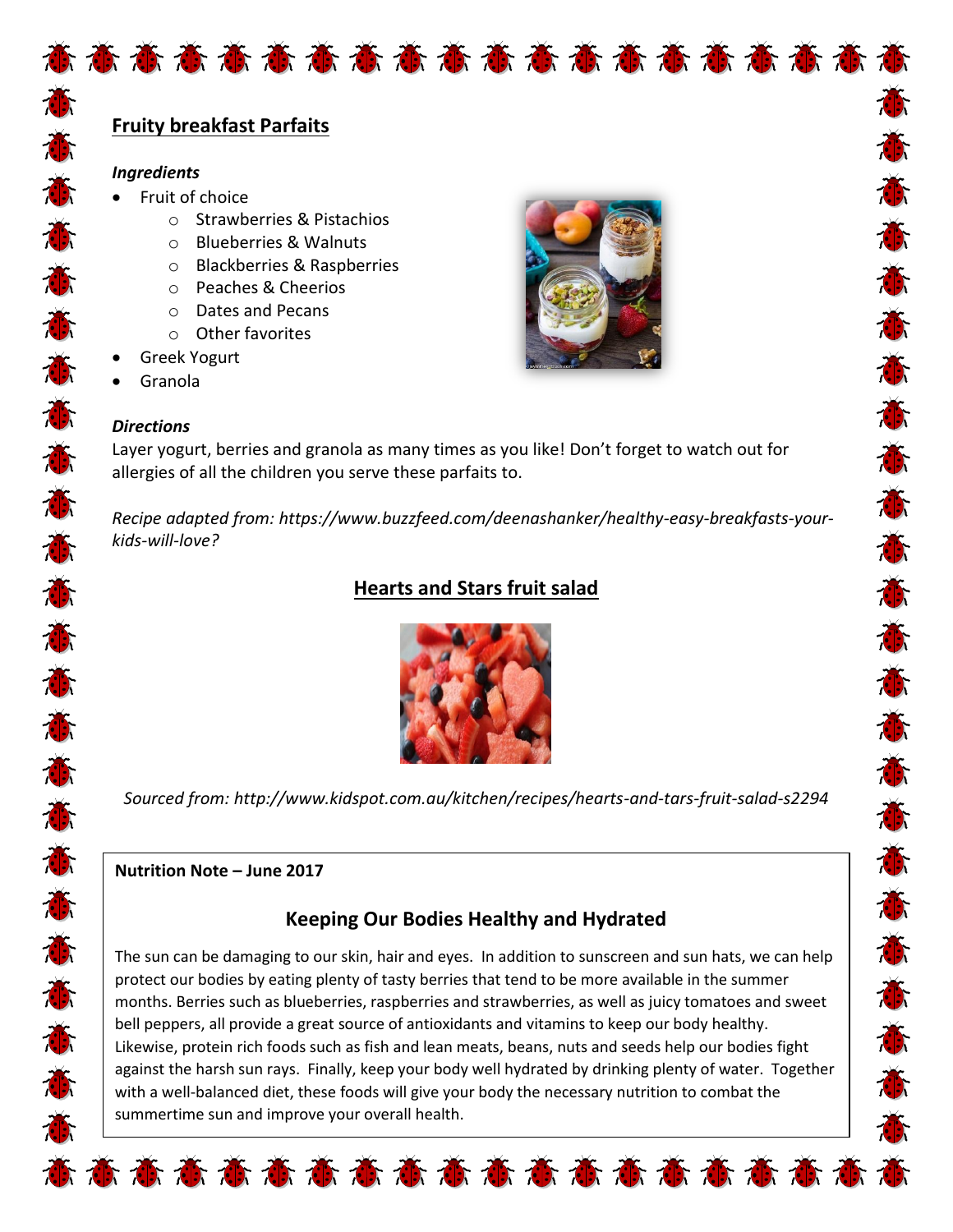## Fruity breakfast Parfaits

***Ingredients***

- Fruit of choice
  - Strawberries & Pistachios
  - Blueberries & Walnuts
  - Blackberries & Raspberries
  - Peaches & Cheerios
  - Dates and Pecans
  - Other favorites
- Greek Yogurt
- Granola

***Directions***

Layer yogurt, berries and granola as many times as you like! Don't forget to watch out for allergies of all the children you serve these parfaits to.

*Recipe adapted from: https://www.buzzfeed.com/deenashanker/healthy-easy-breakfasts-your-kids-will-love?*

## Hearts and Stars fruit salad

*Sourced from: http://www.kidspot.com.au/kitchen/recipes/hearts-and-tars-fruit-salad-s2294*

**Nutrition Note – June 2017**

### Keeping Our Bodies Healthy and Hydrated

The sun can be damaging to our skin, hair and eyes. In addition to sunscreen and sun hats, we can help protect our bodies by eating plenty of tasty berries that tend to be more available in the summer months. Berries such as blueberries, raspberries and strawberries, as well as juicy tomatoes and sweet bell peppers, all provide a great source of antioxidants and vitamins to keep our body healthy. Likewise, protein rich foods such as fish and lean meats, beans, nuts and seeds help our bodies fight against the harsh sun rays. Finally, keep your body well hydrated by drinking plenty of water. Together with a well-balanced diet, these foods will give your body the necessary nutrition to combat the summertime sun and improve your overall health.